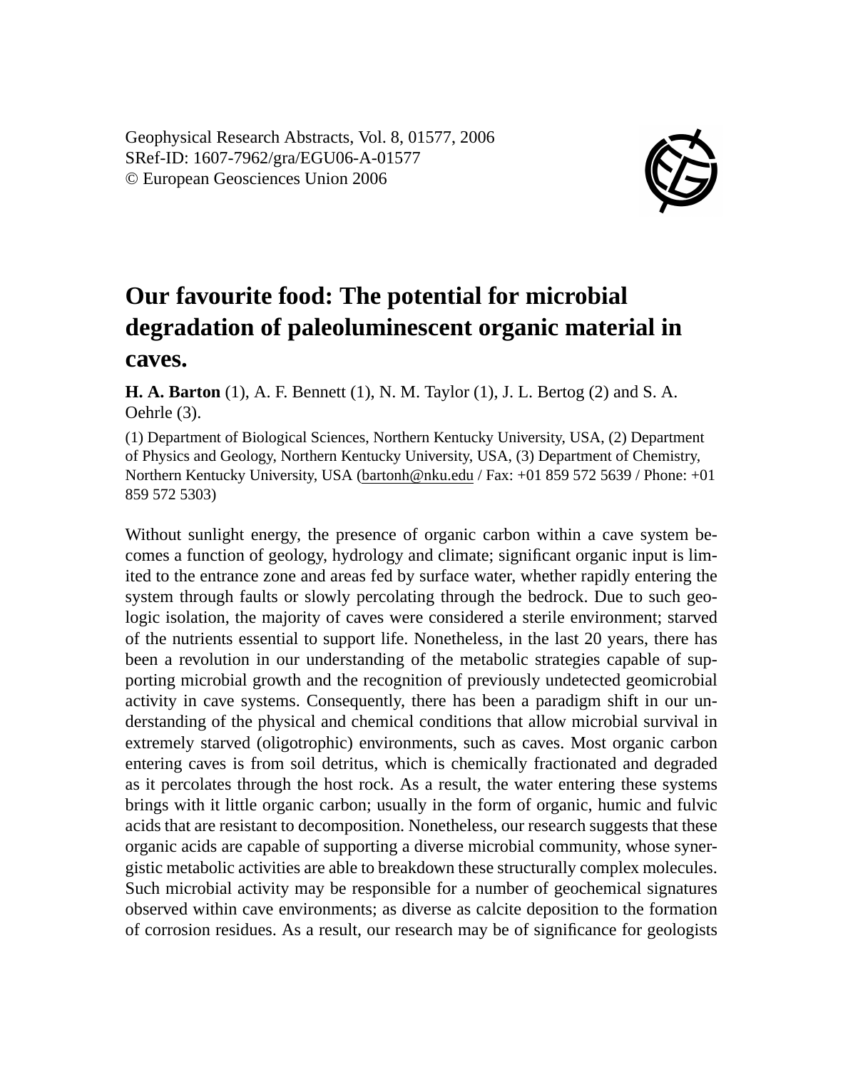Geophysical Research Abstracts, Vol. 8, 01577, 2006
SRef-ID: 1607-7962/gra/EGU06-A-01577
© European Geosciences Union 2006

# Our favourite food: The potential for microbial degradation of paleoluminescent organic material in caves.

**H. A. Barton** (1), A. F. Bennett (1), N. M. Taylor (1), J. L. Bertog (2) and S. A. Oehrle (3).

(1) Department of Biological Sciences, Northern Kentucky University, USA, (2) Department of Physics and Geology, Northern Kentucky University, USA, (3) Department of Chemistry, Northern Kentucky University, USA (bartonh@nku.edu / Fax: +01 859 572 5639 / Phone: +01 859 572 5303)

Without sunlight energy, the presence of organic carbon within a cave system becomes a function of geology, hydrology and climate; significant organic input is limited to the entrance zone and areas fed by surface water, whether rapidly entering the system through faults or slowly percolating through the bedrock. Due to such geologic isolation, the majority of caves were considered a sterile environment; starved of the nutrients essential to support life. Nonetheless, in the last 20 years, there has been a revolution in our understanding of the metabolic strategies capable of supporting microbial growth and the recognition of previously undetected geomicrobial activity in cave systems. Consequently, there has been a paradigm shift in our understanding of the physical and chemical conditions that allow microbial survival in extremely starved (oligotrophic) environments, such as caves. Most organic carbon entering caves is from soil detritus, which is chemically fractionated and degraded as it percolates through the host rock. As a result, the water entering these systems brings with it little organic carbon; usually in the form of organic, humic and fulvic acids that are resistant to decomposition. Nonetheless, our research suggests that these organic acids are capable of supporting a diverse microbial community, whose synergistic metabolic activities are able to breakdown these structurally complex molecules. Such microbial activity may be responsible for a number of geochemical signatures observed within cave environments; as diverse as calcite deposition to the formation of corrosion residues. As a result, our research may be of significance for geologists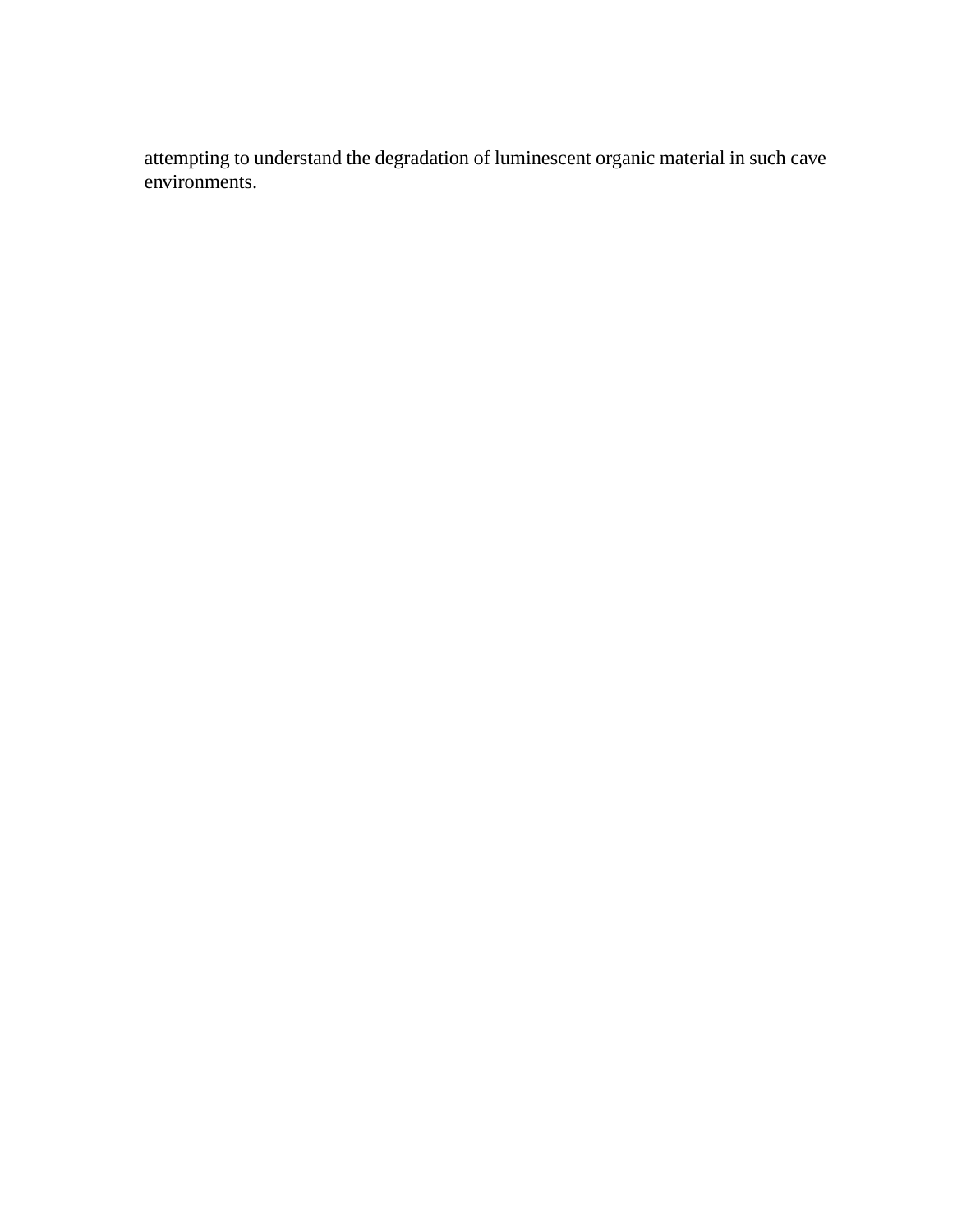attempting to understand the degradation of luminescent organic material in such cave environments.